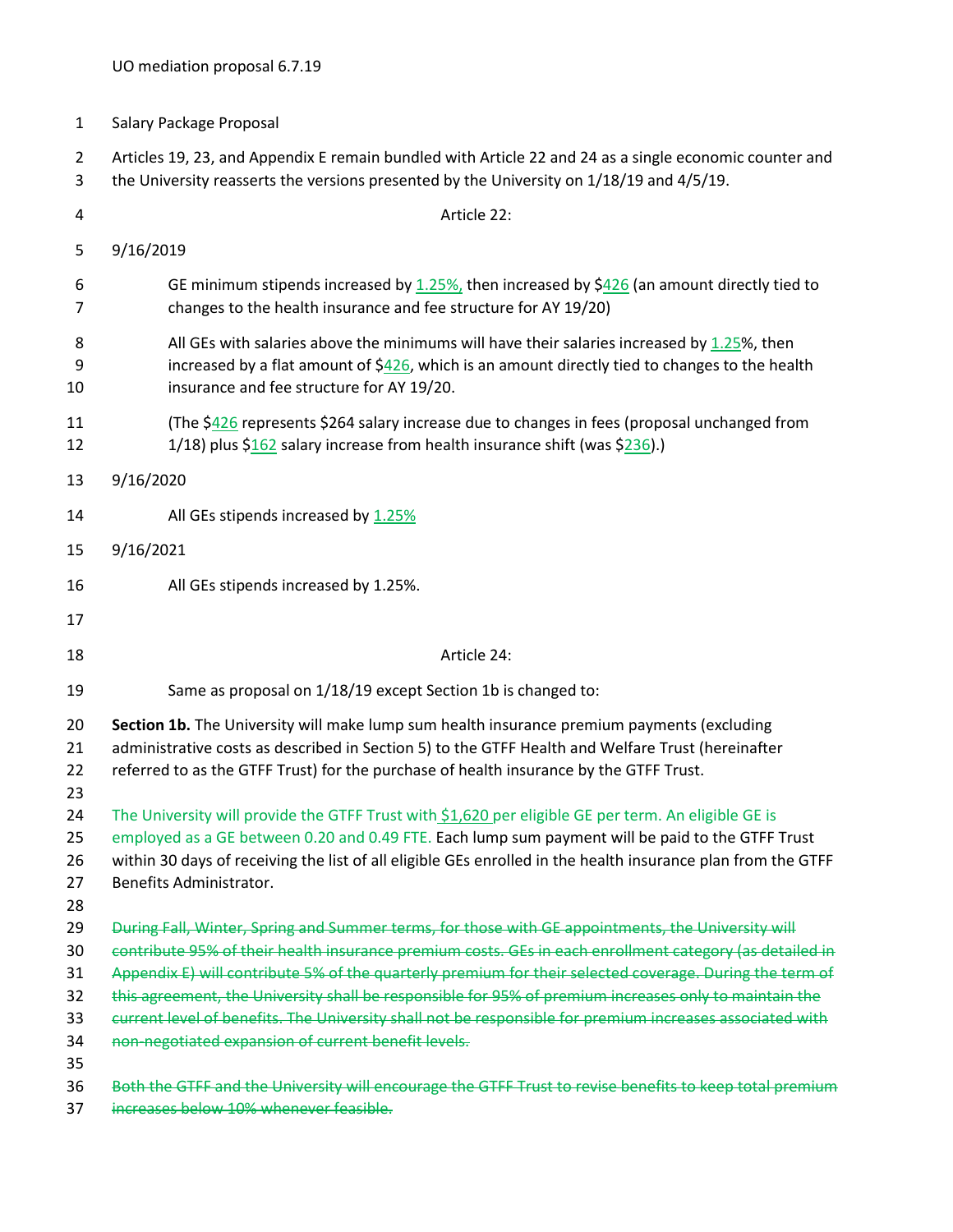UO mediation proposal 6.7.19

Salary Package Proposal

Articles 19, 23, and Appendix E remain bundled with Article 22 and 24 as a single economic counter and the University reasserts the versions presented by the University on 1/18/19 and 4/5/19.

Article 22:

9/16/2019

GE minimum stipends increased by 1.25%, then increased by $426 (an amount directly tied to changes to the health insurance and fee structure for AY 19/20)

All GEs with salaries above the minimums will have their salaries increased by 1.25%, then increased by a flat amount of $426, which is an amount directly tied to changes to the health insurance and fee structure for AY 19/20.

(The $426 represents $264 salary increase due to changes in fees (proposal unchanged from 1/18) plus $162 salary increase from health insurance shift (was $236).)

9/16/2020

All GEs stipends increased by 1.25%

9/16/2021

All GEs stipends increased by 1.25%.

Article 24:

Same as proposal on 1/18/19 except Section 1b is changed to:

**Section 1b.** The University will make lump sum health insurance premium payments (excluding administrative costs as described in Section 5) to the GTFF Health and Welfare Trust (hereinafter referred to as the GTFF Trust) for the purchase of health insurance by the GTFF Trust.

The University will provide the GTFF Trust with $1,620 per eligible GE per term. An eligible GE is employed as a GE between 0.20 and 0.49 FTE. Each lump sum payment will be paid to the GTFF Trust within 30 days of receiving the list of all eligible GEs enrolled in the health insurance plan from the GTFF Benefits Administrator.

~~During Fall, Winter, Spring and Summer terms, for those with GE appointments, the University will contribute 95% of their health insurance premium costs. GEs in each enrollment category (as detailed in Appendix E) will contribute 5% of the quarterly premium for their selected coverage. During the term of this agreement, the University shall be responsible for 95% of premium increases only to maintain the current level of benefits. The University shall not be responsible for premium increases associated with non-negotiated expansion of current benefit levels.~~

~~Both the GTFF and the University will encourage the GTFF Trust to revise benefits to keep total premium increases below 10% whenever feasible.~~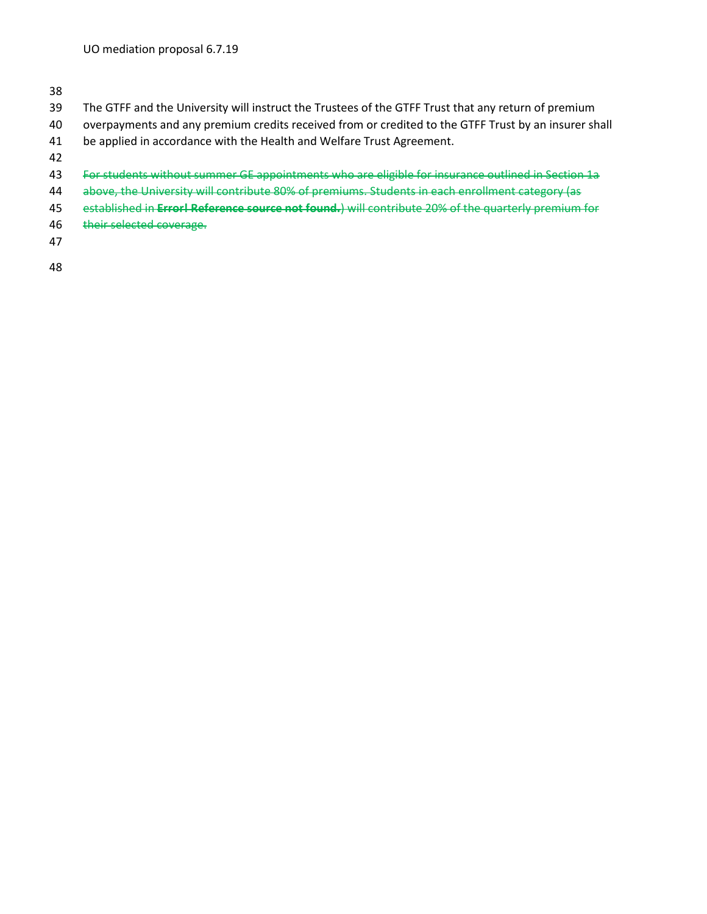The GTFF and the University will instruct the Trustees of the GTFF Trust that any return of premium overpayments and any premium credits received from or credited to the GTFF Trust by an insurer shall be applied in accordance with the Health and Welfare Trust Agreement.

~~For students without summer GE appointments who are eligible for insurance outlined in Section 1a above, the University will contribute 80% of premiums. Students in each enrollment category (as established in **Error! Reference source not found.**) will contribute 20% of the quarterly premium for their selected coverage.~~